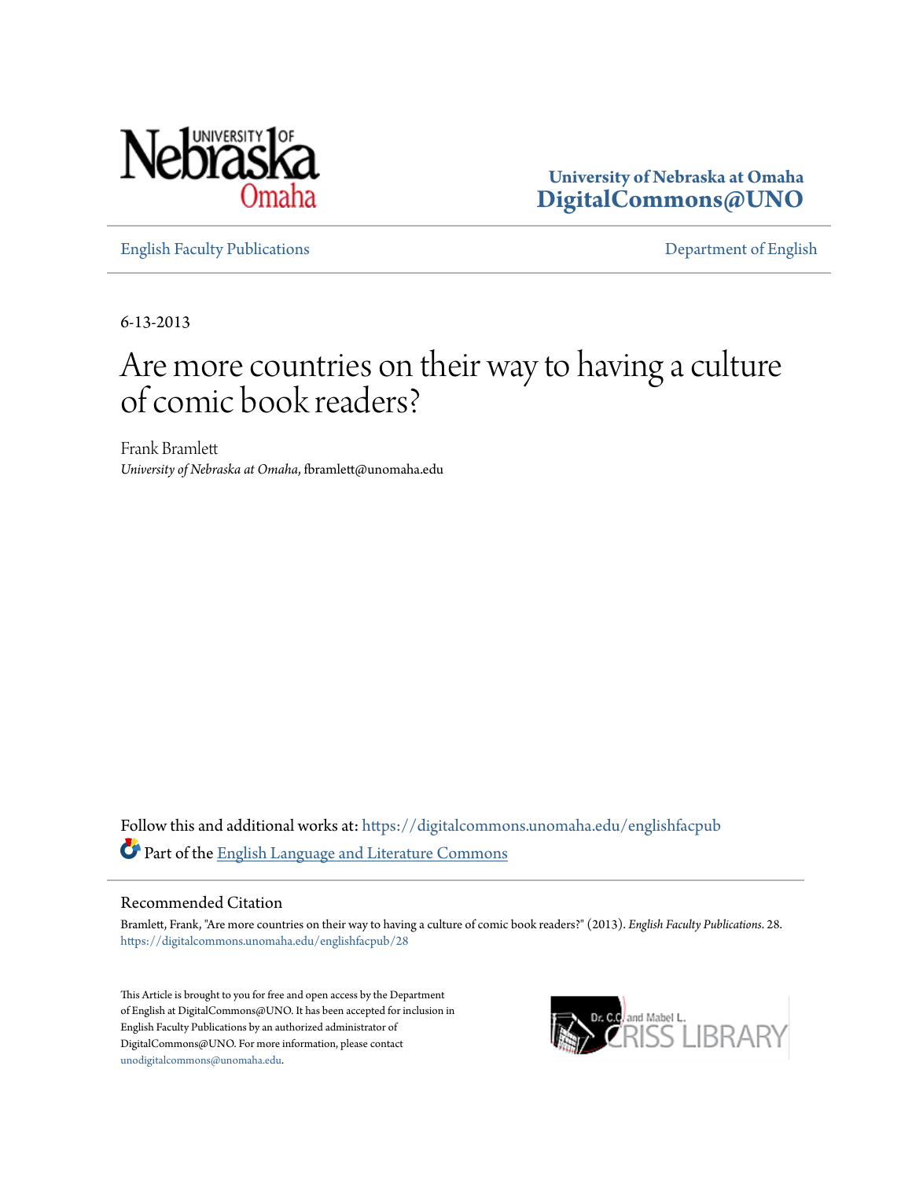University of Nebraska at Omaha
DigitalCommons@UNO

English Faculty Publications | Department of English

6-13-2013

# Are more countries on their way to having a culture of comic book readers?

Frank Bramlett
*University of Nebraska at Omaha*, fbramlett@unomaha.edu

Follow this and additional works at: https://digitalcommons.unomaha.edu/englishfacpub

Part of the English Language and Literature Commons

## Recommended Citation

Bramlett, Frank, "Are more countries on their way to having a culture of comic book readers?" (2013). *English Faculty Publications*. 28.
https://digitalcommons.unomaha.edu/englishfacpub/28

This Article is brought to you for free and open access by the Department of English at DigitalCommons@UNO. It has been accepted for inclusion in English Faculty Publications by an authorized administrator of DigitalCommons@UNO. For more information, please contact unodigitalcommons@unomaha.edu.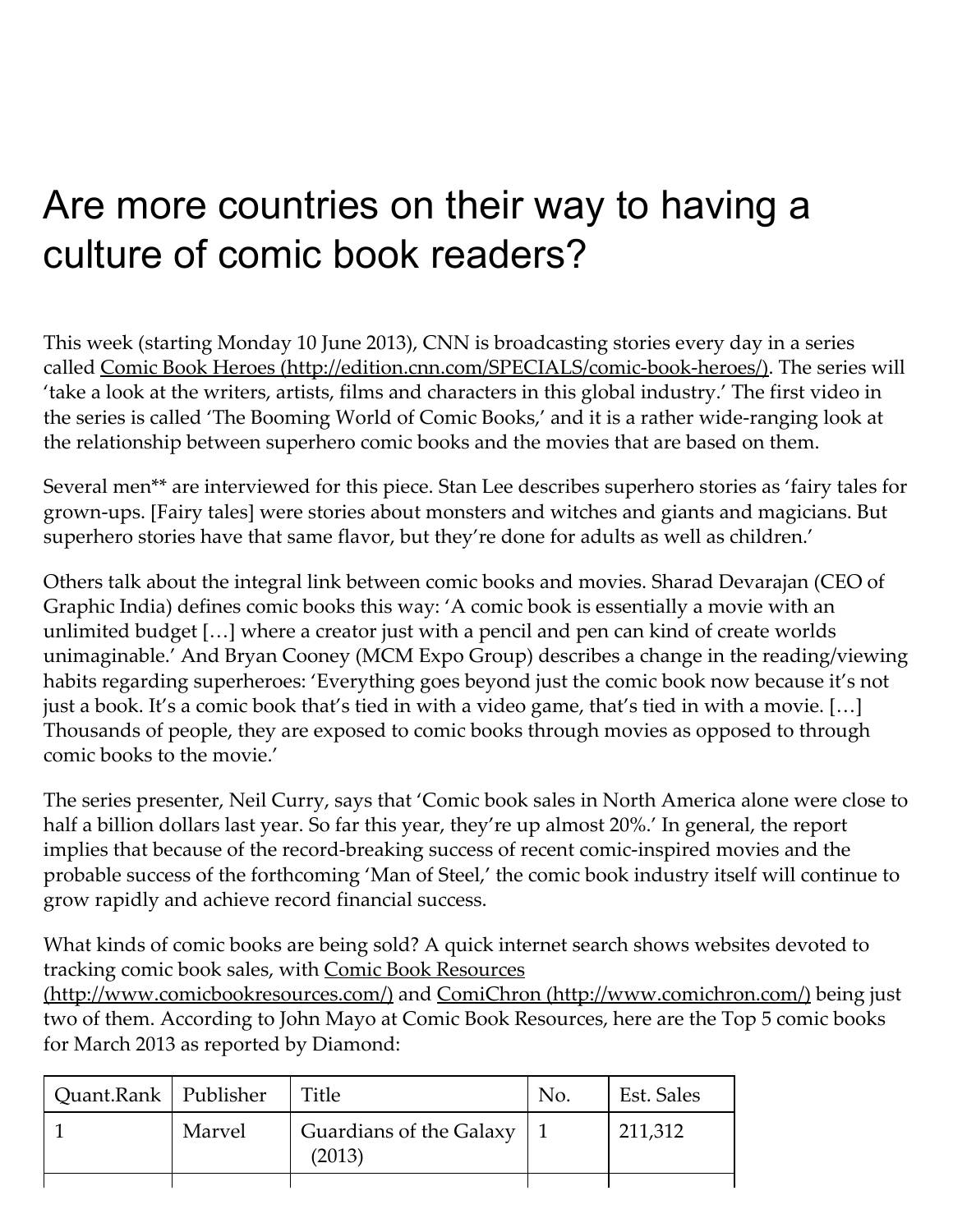# Are more countries on their way to having a culture of comic book readers?

This week (starting Monday 10 June 2013), CNN is broadcasting stories every day in a series called [Comic Book Heroes (http://edition.cnn.com/SPECIALS/comic-book-heroes/)](http://edition.cnn.com/SPECIALS/comic-book-heroes/). The series will 'take a look at the writers, artists, films and characters in this global industry.' The first video in the series is called 'The Booming World of Comic Books,' and it is a rather wide-ranging look at the relationship between superhero comic books and the movies that are based on them.

Several men** are interviewed for this piece. Stan Lee describes superhero stories as 'fairy tales for grown-ups. [Fairy tales] were stories about monsters and witches and giants and magicians. But superhero stories have that same flavor, but they're done for adults as well as children.'

Others talk about the integral link between comic books and movies. Sharad Devarajan (CEO of Graphic India) defines comic books this way: 'A comic book is essentially a movie with an unlimited budget […] where a creator just with a pencil and pen can kind of create worlds unimaginable.' And Bryan Cooney (MCM Expo Group) describes a change in the reading/viewing habits regarding superheroes: 'Everything goes beyond just the comic book now because it's not just a book. It's a comic book that's tied in with a video game, that's tied in with a movie. […] Thousands of people, they are exposed to comic books through movies as opposed to through comic books to the movie.'

The series presenter, Neil Curry, says that 'Comic book sales in North America alone were close to half a billion dollars last year. So far this year, they're up almost 20%.' In general, the report implies that because of the record-breaking success of recent comic-inspired movies and the probable success of the forthcoming 'Man of Steel,' the comic book industry itself will continue to grow rapidly and achieve record financial success.

What kinds of comic books are being sold? A quick internet search shows websites devoted to tracking comic book sales, with [Comic Book Resources (http://www.comicbookresources.com/)](http://www.comicbookresources.com/) and [ComiChron (http://www.comichron.com/)](http://www.comichron.com/) being just two of them. According to John Mayo at Comic Book Resources, here are the Top 5 comic books for March 2013 as reported by Diamond:

| Quant.Rank | Publisher | Title | No. | Est. Sales |
|---|---|---|---|---|
| 1 | Marvel | Guardians of the Galaxy (2013) | 1 | 211,312 |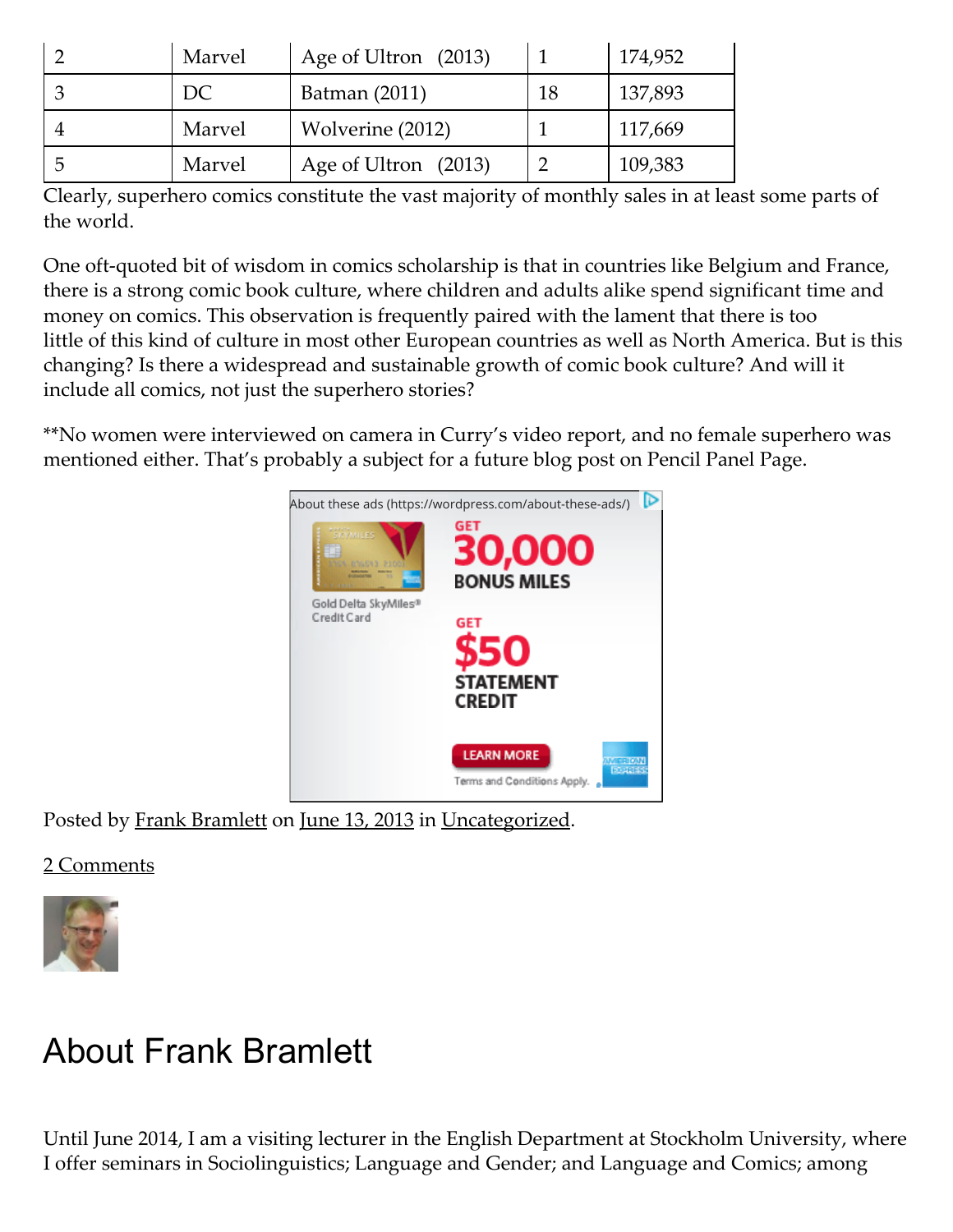| 2 | Marvel | Age of Ultron (2013) | 1 | 174,952 |
|---|---|---|---|---|
| 3 | DC | Batman (2011) | 18 | 137,893 |
| 4 | Marvel | Wolverine (2012) | 1 | 117,669 |
| 5 | Marvel | Age of Ultron (2013) | 2 | 109,383 |

Clearly, superhero comics constitute the vast majority of monthly sales in at least some parts of the world.

One oft-quoted bit of wisdom in comics scholarship is that in countries like Belgium and France, there is a strong comic book culture, where children and adults alike spend significant time and money on comics. This observation is frequently paired with the lament that there is too little of this kind of culture in most other European countries as well as North America. But is this changing? Is there a widespread and sustainable growth of comic book culture? And will it include all comics, not just the superhero stories?

**No women were interviewed on camera in Curry's video report, and no female superhero was mentioned either. That's probably a subject for a future blog post on Pencil Panel Page.

About these ads (https://wordpress.com/about-these-ads/)

Posted by Frank Bramlett on June 13, 2013 in Uncategorized.

2 Comments

## About Frank Bramlett

Until June 2014, I am a visiting lecturer in the English Department at Stockholm University, where I offer seminars in Sociolinguistics; Language and Gender; and Language and Comics; among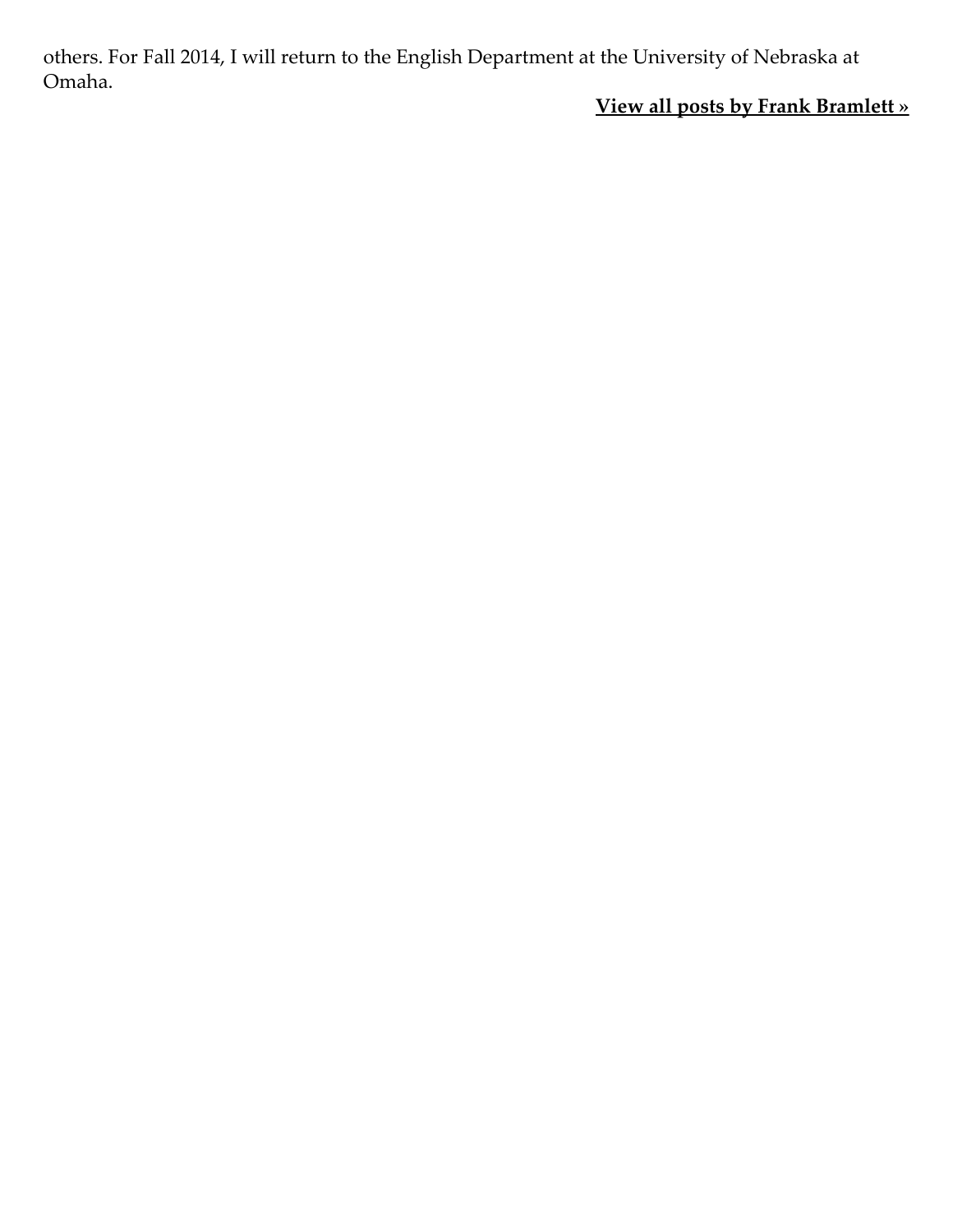others. For Fall 2014, I will return to the English Department at the University of Nebraska at Omaha.

**View all posts by Frank Bramlett »**